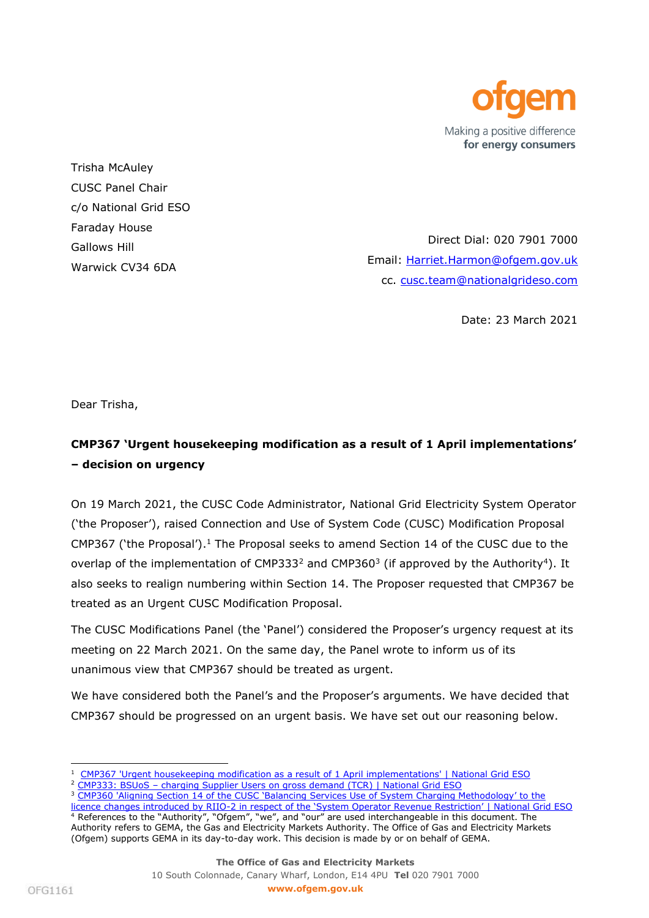ofgem

Making a positive difference
for energy consumers

Trisha McAuley
CUSC Panel Chair
c/o National Grid ESO
Faraday House
Gallows Hill
Warwick CV34 6DA

Direct Dial: 020 7901 7000
Email: Harriet.Harmon@ofgem.gov.uk
cc. cusc.team@nationalgrideso.com

Date: 23 March 2021

Dear Trisha,

**CMP367 'Urgent housekeeping modification as a result of 1 April implementations' – decision on urgency**

On 19 March 2021, the CUSC Code Administrator, National Grid Electricity System Operator ('the Proposer'), raised Connection and Use of System Code (CUSC) Modification Proposal CMP367 ('the Proposal').[1] The Proposal seeks to amend Section 14 of the CUSC due to the overlap of the implementation of CMP333[2] and CMP360[3] (if approved by the Authority[4]). It also seeks to realign numbering within Section 14. The Proposer requested that CMP367 be treated as an Urgent CUSC Modification Proposal.

The CUSC Modifications Panel (the 'Panel') considered the Proposer's urgency request at its meeting on 22 March 2021. On the same day, the Panel wrote to inform us of its unanimous view that CMP367 should be treated as urgent.

We have considered both the Panel's and the Proposer's arguments. We have decided that CMP367 should be progressed on an urgent basis. We have set out our reasoning below.

---

[1] CMP367 'Urgent housekeeping modification as a result of 1 April implementations' | National Grid ESO

[2] CMP333: BSUoS – charging Supplier Users on gross demand (TCR) | National Grid ESO

[3] CMP360 'Aligning Section 14 of the CUSC 'Balancing Services Use of System Charging Methodology' to the licence changes introduced by RIIO-2 in respect of the 'System Operator Revenue Restriction' | National Grid ESO

[4] References to the "Authority", "Ofgem", "we", and "our" are used interchangeable in this document. The Authority refers to GEMA, the Gas and Electricity Markets Authority. The Office of Gas and Electricity Markets (Ofgem) supports GEMA in its day-to-day work. This decision is made by or on behalf of GEMA.

**The Office of Gas and Electricity Markets**
10 South Colonnade, Canary Wharf, London, E14 4PU **Tel** 020 7901 7000
**www.ofgem.gov.uk**

OFG1161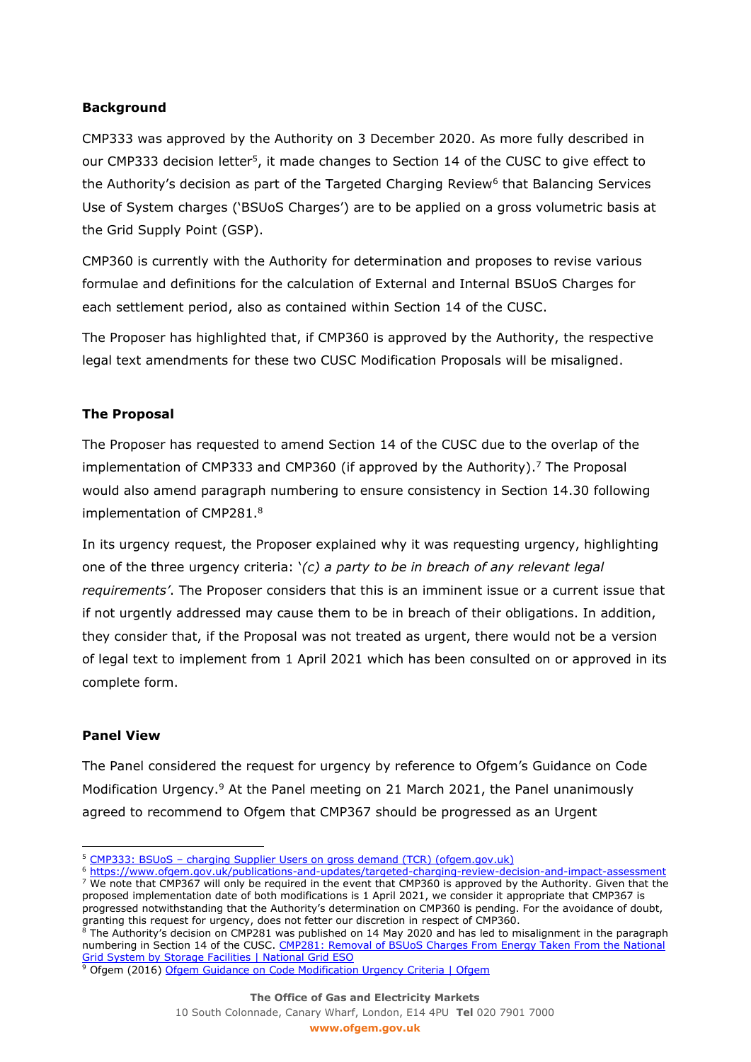**Background**

CMP333 was approved by the Authority on 3 December 2020. As more fully described in our CMP333 decision letter[5], it made changes to Section 14 of the CUSC to give effect to the Authority's decision as part of the Targeted Charging Review[6] that Balancing Services Use of System charges ('BSUoS Charges') are to be applied on a gross volumetric basis at the Grid Supply Point (GSP).

CMP360 is currently with the Authority for determination and proposes to revise various formulae and definitions for the calculation of External and Internal BSUoS Charges for each settlement period, also as contained within Section 14 of the CUSC.

The Proposer has highlighted that, if CMP360 is approved by the Authority, the respective legal text amendments for these two CUSC Modification Proposals will be misaligned.

**The Proposal**

The Proposer has requested to amend Section 14 of the CUSC due to the overlap of the implementation of CMP333 and CMP360 (if approved by the Authority).[7] The Proposal would also amend paragraph numbering to ensure consistency in Section 14.30 following implementation of CMP281.[8]

In its urgency request, the Proposer explained why it was requesting urgency, highlighting one of the three urgency criteria: '*(c) a party to be in breach of any relevant legal requirements'*. The Proposer considers that this is an imminent issue or a current issue that if not urgently addressed may cause them to be in breach of their obligations. In addition, they consider that, if the Proposal was not treated as urgent, there would not be a version of legal text to implement from 1 April 2021 which has been consulted on or approved in its complete form.

**Panel View**

The Panel considered the request for urgency by reference to Ofgem's Guidance on Code Modification Urgency.[9] At the Panel meeting on 21 March 2021, the Panel unanimously agreed to recommend to Ofgem that CMP367 should be progressed as an Urgent

---

[5] CMP333: BSUoS – charging Supplier Users on gross demand (TCR) (ofgem.gov.uk)

[6] https://www.ofgem.gov.uk/publications-and-updates/targeted-charging-review-decision-and-impact-assessment

[7] We note that CMP367 will only be required in the event that CMP360 is approved by the Authority. Given that the proposed implementation date of both modifications is 1 April 2021, we consider it appropriate that CMP367 is progressed notwithstanding that the Authority's determination on CMP360 is pending. For the avoidance of doubt, granting this request for urgency, does not fetter our discretion in respect of CMP360.

[8] The Authority's decision on CMP281 was published on 14 May 2020 and has led to misalignment in the paragraph numbering in Section 14 of the CUSC. CMP281: Removal of BSUoS Charges From Energy Taken From the National Grid System by Storage Facilities | National Grid ESO

[9] Ofgem (2016) Ofgem Guidance on Code Modification Urgency Criteria | Ofgem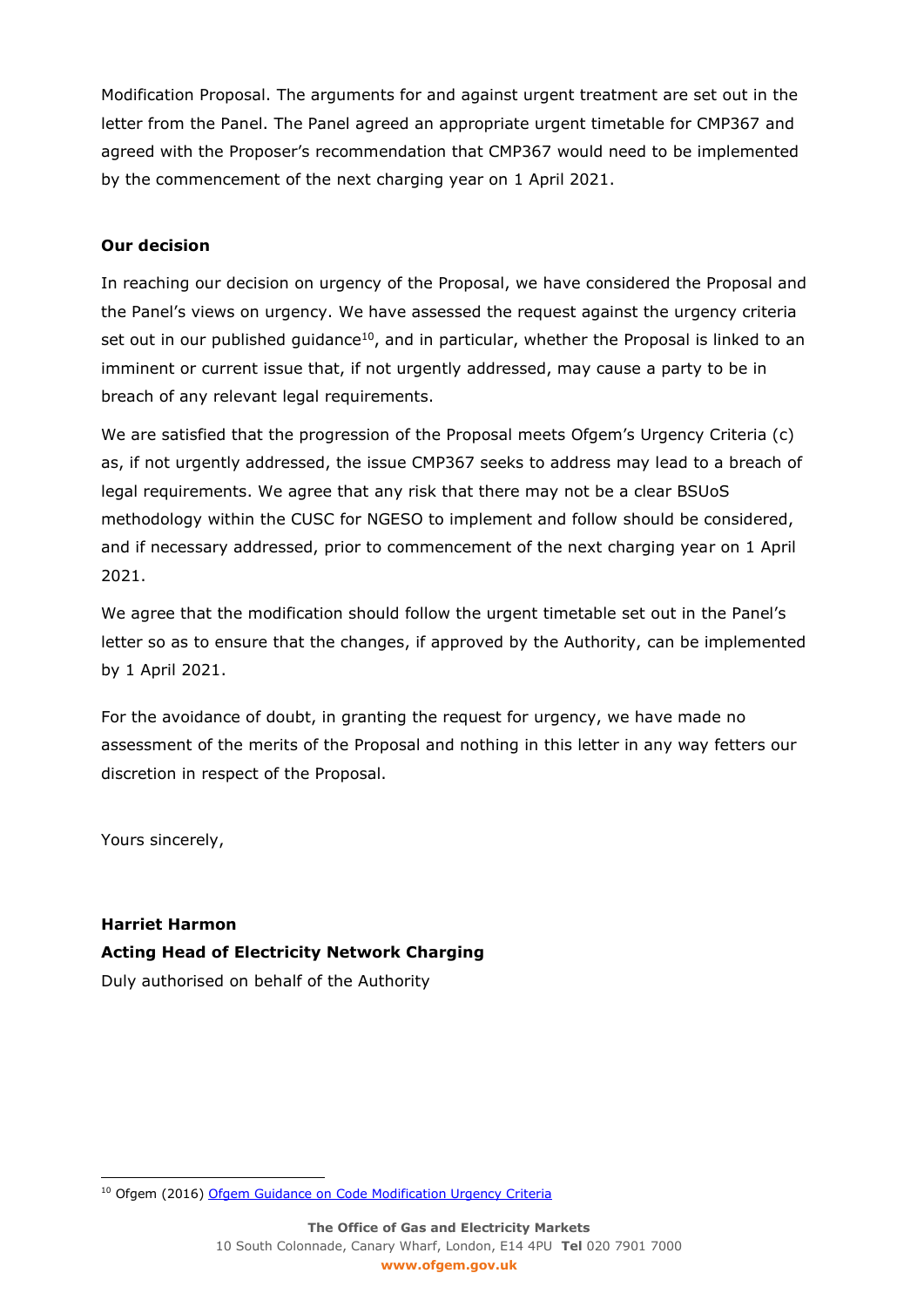Modification Proposal. The arguments for and against urgent treatment are set out in the letter from the Panel. The Panel agreed an appropriate urgent timetable for CMP367 and agreed with the Proposer's recommendation that CMP367 would need to be implemented by the commencement of the next charging year on 1 April 2021.

**Our decision**

In reaching our decision on urgency of the Proposal, we have considered the Proposal and the Panel's views on urgency. We have assessed the request against the urgency criteria set out in our published guidance[10], and in particular, whether the Proposal is linked to an imminent or current issue that, if not urgently addressed, may cause a party to be in breach of any relevant legal requirements.

We are satisfied that the progression of the Proposal meets Ofgem's Urgency Criteria (c) as, if not urgently addressed, the issue CMP367 seeks to address may lead to a breach of legal requirements. We agree that any risk that there may not be a clear BSUoS methodology within the CUSC for NGESO to implement and follow should be considered, and if necessary addressed, prior to commencement of the next charging year on 1 April 2021.

We agree that the modification should follow the urgent timetable set out in the Panel's letter so as to ensure that the changes, if approved by the Authority, can be implemented by 1 April 2021.

For the avoidance of doubt, in granting the request for urgency, we have made no assessment of the merits of the Proposal and nothing in this letter in any way fetters our discretion in respect of the Proposal.

Yours sincerely,

**Harriet Harmon**
**Acting Head of Electricity Network Charging**
Duly authorised on behalf of the Authority

[10] Ofgem (2016) Ofgem Guidance on Code Modification Urgency Criteria